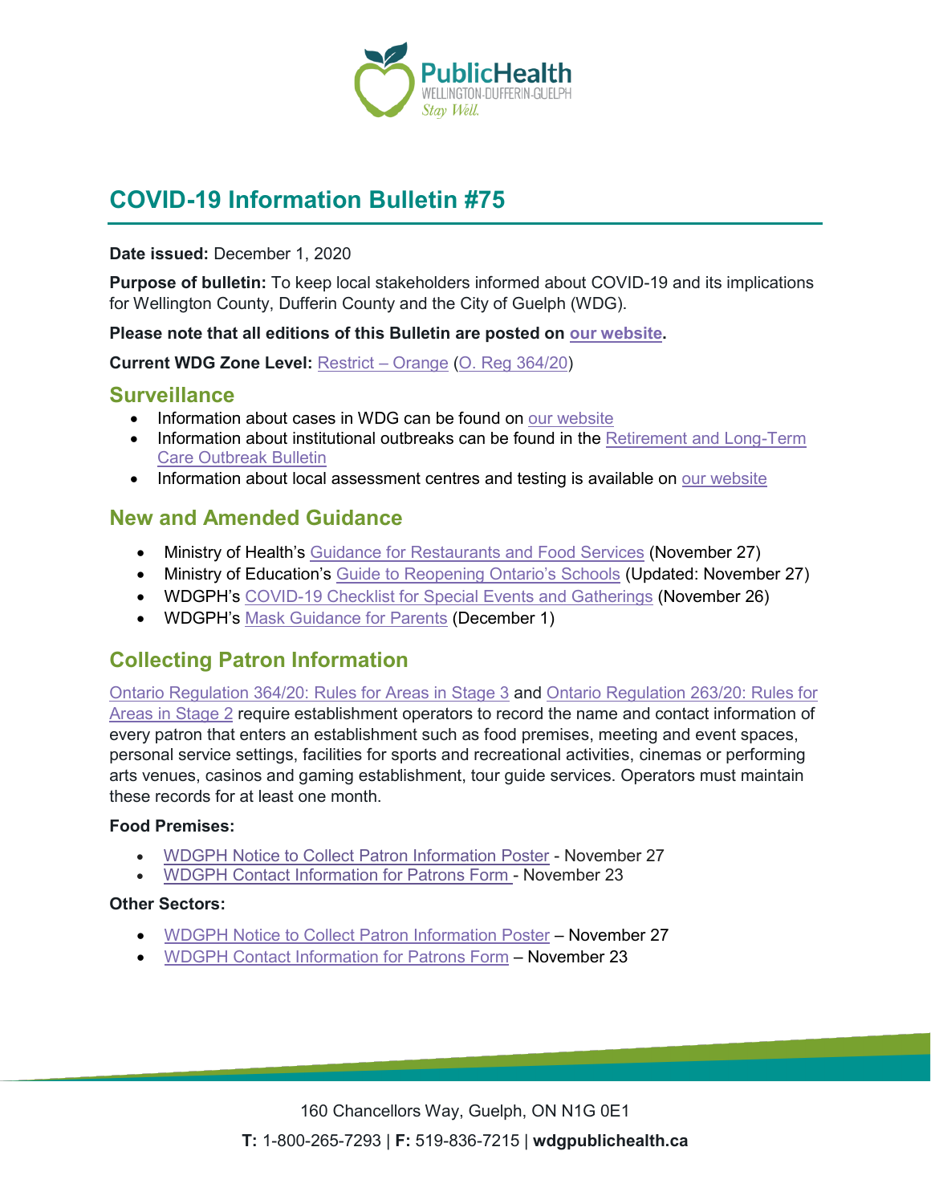# COVID-19 Information Bulletin #75

**Date issued:** December 1, 2020

**Purpose of bulletin:** To keep local stakeholders informed about COVID-19 and its implications for Wellington County, Dufferin County and the City of Guelph (WDG).

**Please note that all editions of this Bulletin are posted on our website.**

**Current WDG Zone Level:** Restrict – Orange (O. Reg 364/20)

## Surveillance

- Information about cases in WDG can be found on our website
- Information about institutional outbreaks can be found in the Retirement and Long-Term Care Outbreak Bulletin
- Information about local assessment centres and testing is available on our website

## New and Amended Guidance

- Ministry of Health's Guidance for Restaurants and Food Services (November 27)
- Ministry of Education's Guide to Reopening Ontario's Schools (Updated: November 27)
- WDGPH's COVID-19 Checklist for Special Events and Gatherings (November 26)
- WDGPH's Mask Guidance for Parents (December 1)

## Collecting Patron Information

Ontario Regulation 364/20: Rules for Areas in Stage 3 and Ontario Regulation 263/20: Rules for Areas in Stage 2 require establishment operators to record the name and contact information of every patron that enters an establishment such as food premises, meeting and event spaces, personal service settings, facilities for sports and recreational activities, cinemas or performing arts venues, casinos and gaming establishment, tour guide services. Operators must maintain these records for at least one month.

**Food Premises:**

- WDGPH Notice to Collect Patron Information Poster - November 27
- WDGPH Contact Information for Patrons Form - November 23

**Other Sectors:**

- WDGPH Notice to Collect Patron Information Poster – November 27
- WDGPH Contact Information for Patrons Form – November 23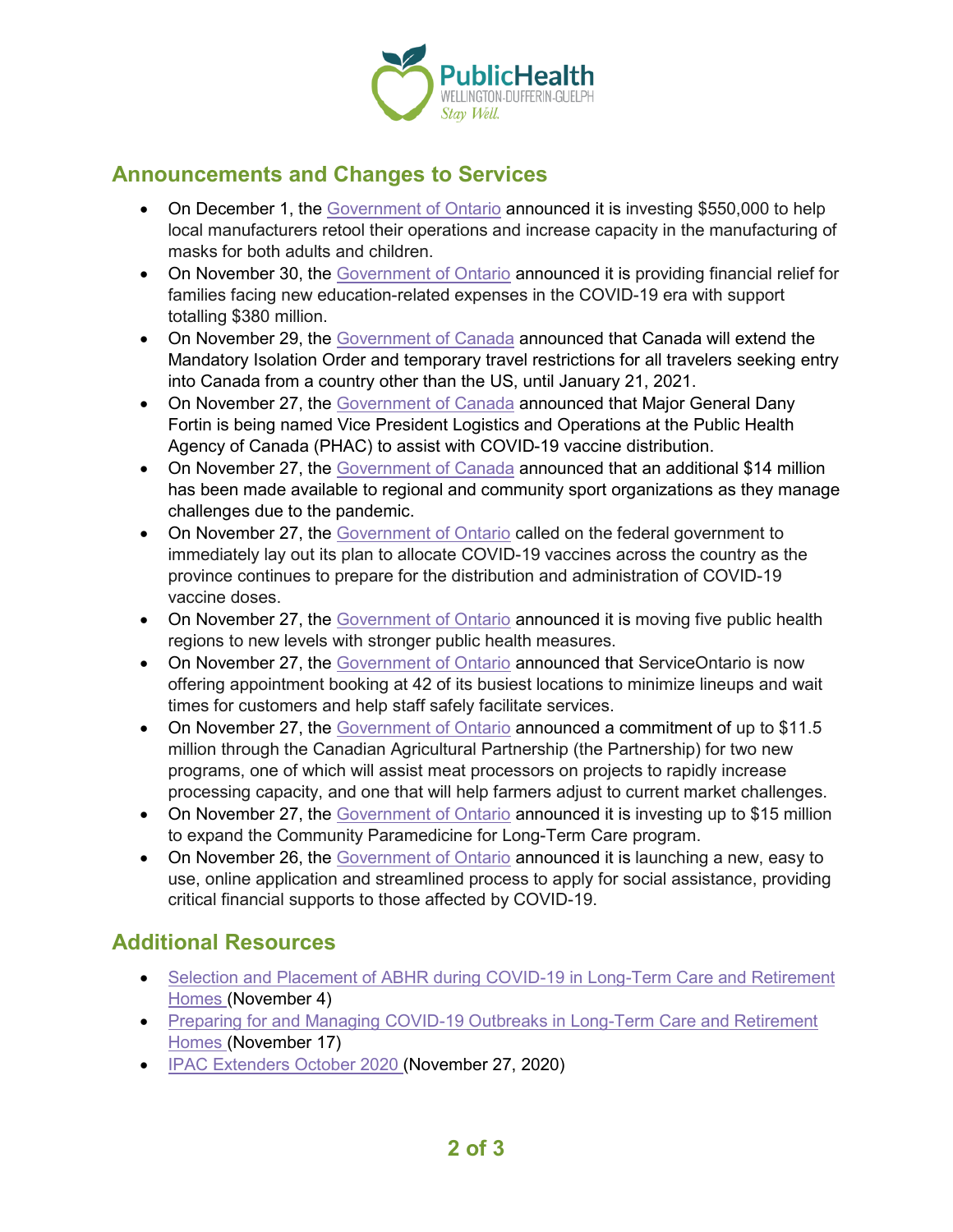## Announcements and Changes to Services

- On December 1, the Government of Ontario announced it is investing $550,000 to help local manufacturers retool their operations and increase capacity in the manufacturing of masks for both adults and children.
- On November 30, the Government of Ontario announced it is providing financial relief for families facing new education-related expenses in the COVID-19 era with support totalling $380 million.
- On November 29, the Government of Canada announced that Canada will extend the Mandatory Isolation Order and temporary travel restrictions for all travelers seeking entry into Canada from a country other than the US, until January 21, 2021.
- On November 27, the Government of Canada announced that Major General Dany Fortin is being named Vice President Logistics and Operations at the Public Health Agency of Canada (PHAC) to assist with COVID-19 vaccine distribution.
- On November 27, the Government of Canada announced that an additional $14 million has been made available to regional and community sport organizations as they manage challenges due to the pandemic.
- On November 27, the Government of Ontario called on the federal government to immediately lay out its plan to allocate COVID-19 vaccines across the country as the province continues to prepare for the distribution and administration of COVID-19 vaccine doses.
- On November 27, the Government of Ontario announced it is moving five public health regions to new levels with stronger public health measures.
- On November 27, the Government of Ontario announced that ServiceOntario is now offering appointment booking at 42 of its busiest locations to minimize lineups and wait times for customers and help staff safely facilitate services.
- On November 27, the Government of Ontario announced a commitment of up to $11.5 million through the Canadian Agricultural Partnership (the Partnership) for two new programs, one of which will assist meat processors on projects to rapidly increase processing capacity, and one that will help farmers adjust to current market challenges.
- On November 27, the Government of Ontario announced it is investing up to $15 million to expand the Community Paramedicine for Long-Term Care program.
- On November 26, the Government of Ontario announced it is launching a new, easy to use, online application and streamlined process to apply for social assistance, providing critical financial supports to those affected by COVID-19.

## Additional Resources

- Selection and Placement of ABHR during COVID-19 in Long-Term Care and Retirement Homes (November 4)
- Preparing for and Managing COVID-19 Outbreaks in Long-Term Care and Retirement Homes (November 17)
- IPAC Extenders October 2020 (November 27, 2020)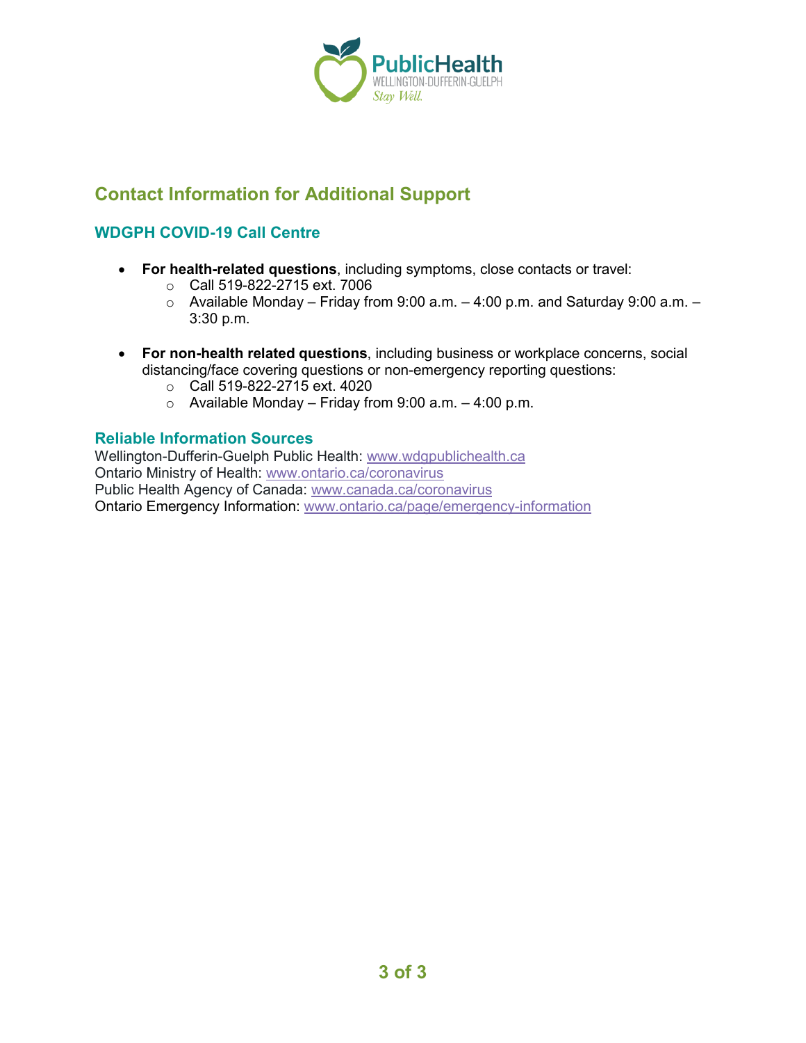## Contact Information for Additional Support

### WDGPH COVID-19 Call Centre

- **For health-related questions**, including symptoms, close contacts or travel:
  - Call 519-822-2715 ext. 7006
  - Available Monday – Friday from 9:00 a.m. – 4:00 p.m. and Saturday 9:00 a.m. – 3:30 p.m.

- **For non-health related questions**, including business or workplace concerns, social distancing/face covering questions or non-emergency reporting questions:
  - Call 519-822-2715 ext. 4020
  - Available Monday – Friday from 9:00 a.m. – 4:00 p.m.

### Reliable Information Sources

Wellington-Dufferin-Guelph Public Health: www.wdgpublichealth.ca
Ontario Ministry of Health: www.ontario.ca/coronavirus
Public Health Agency of Canada: www.canada.ca/coronavirus
Ontario Emergency Information: www.ontario.ca/page/emergency-information